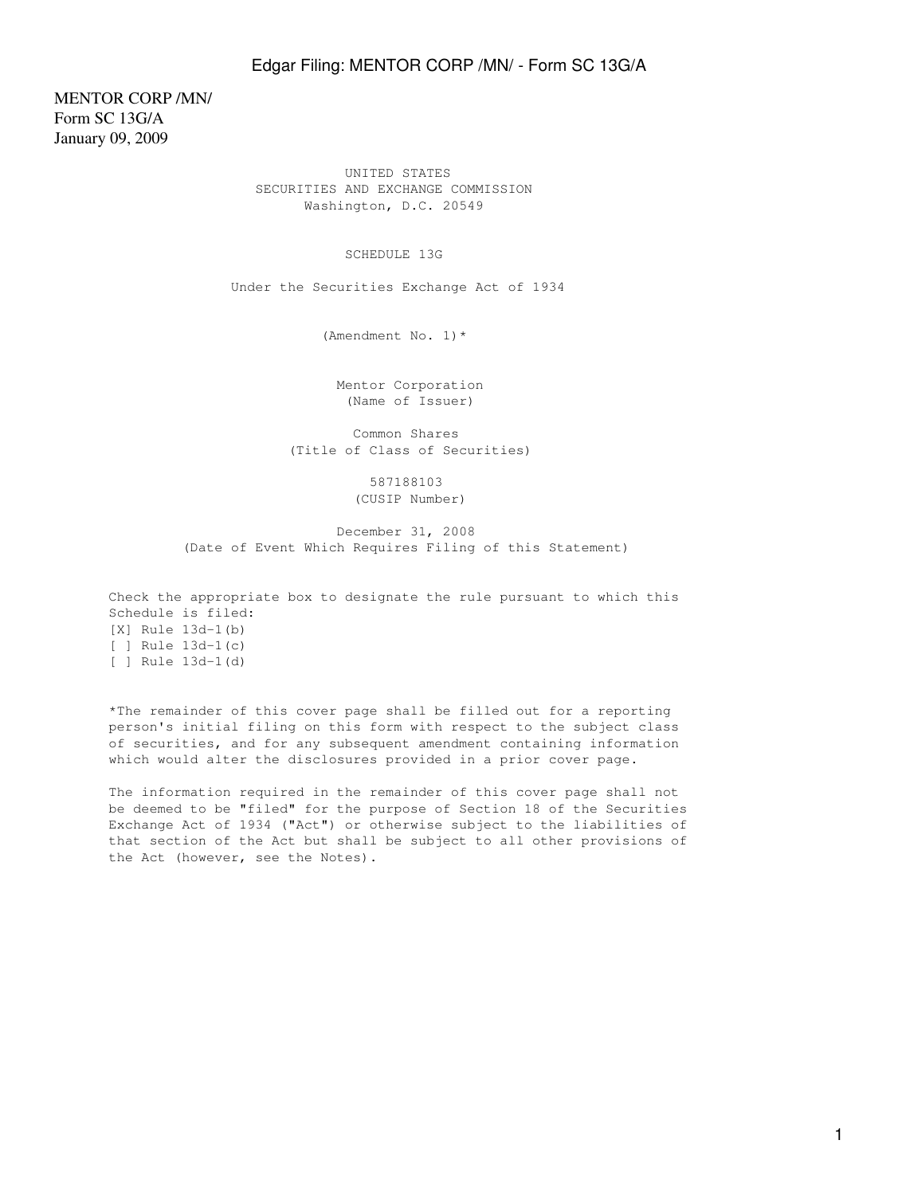MENTOR CORP /MN/
Form SC 13G/A
January 09, 2009

UNITED STATES
SECURITIES AND EXCHANGE COMMISSION
Washington, D.C. 20549

SCHEDULE 13G

Under the Securities Exchange Act of 1934

(Amendment No. 1)*

Mentor Corporation
(Name of Issuer)

Common Shares
(Title of Class of Securities)

587188103
(CUSIP Number)

December 31, 2008
(Date of Event Which Requires Filing of this Statement)

Check the appropriate box to designate the rule pursuant to which this Schedule is filed:
[X] Rule 13d-1(b)
[ ] Rule 13d-1(c)
[ ] Rule 13d-1(d)

*The remainder of this cover page shall be filled out for a reporting person's initial filing on this form with respect to the subject class of securities, and for any subsequent amendment containing information which would alter the disclosures provided in a prior cover page.

The information required in the remainder of this cover page shall not be deemed to be "filed" for the purpose of Section 18 of the Securities Exchange Act of 1934 ("Act") or otherwise subject to the liabilities of that section of the Act but shall be subject to all other provisions of the Act (however, see the Notes).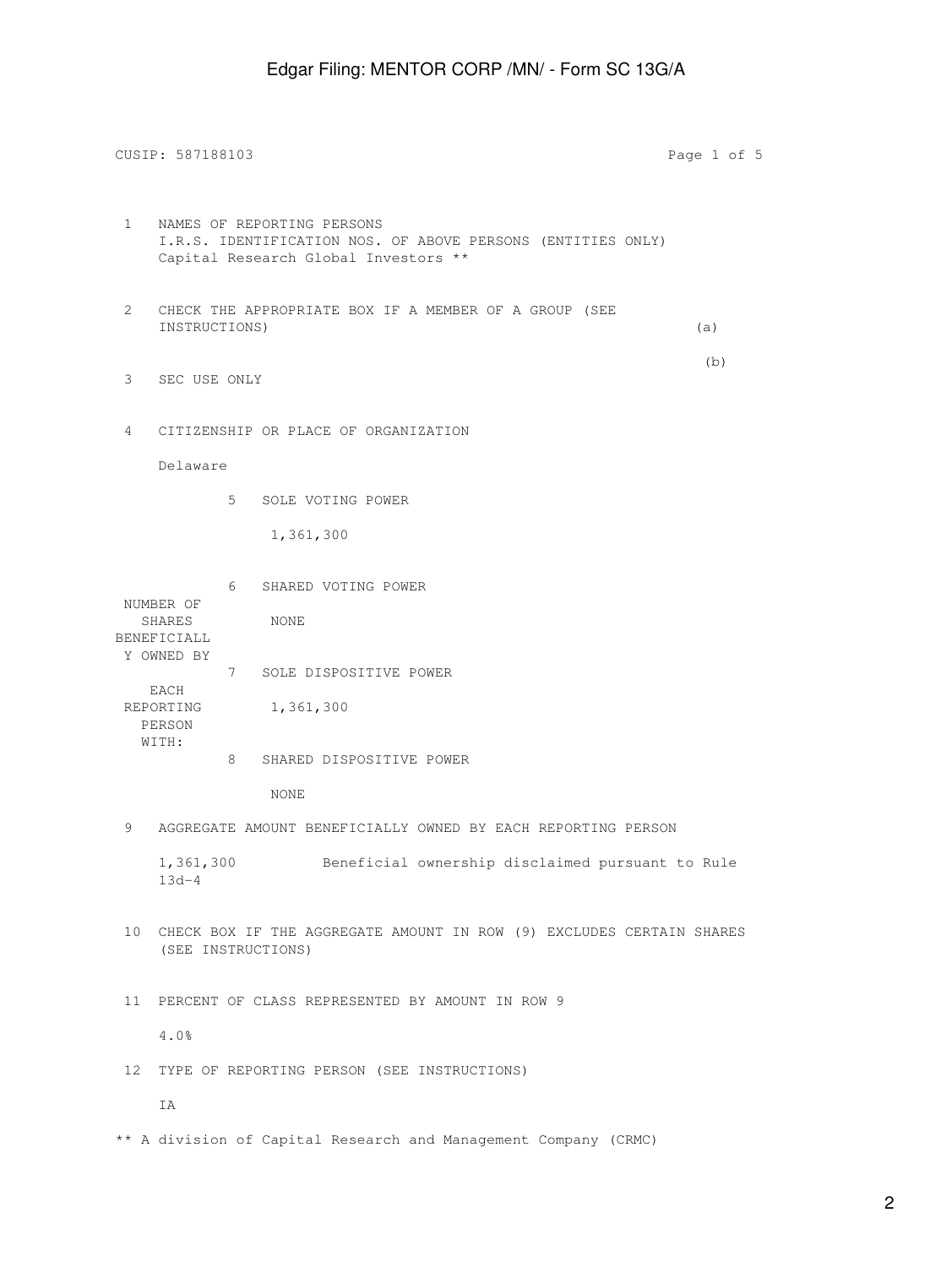CUSIP: 587188103

1 NAMES OF REPORTING PERSONS
I.R.S. IDENTIFICATION NOS. OF ABOVE PERSONS (ENTITIES ONLY)
Capital Research Global Investors **

2 CHECK THE APPROPRIATE BOX IF A MEMBER OF A GROUP (SEE INSTRUCTIONS) (a)

(b)

3 SEC USE ONLY

4 CITIZENSHIP OR PLACE OF ORGANIZATION

Delaware

| NUMBER OF SHARES BENEFICIALLY OWNED BY EACH REPORTING PERSON WITH: | |
|---|---|
| 5 | SOLE VOTING POWER<br>1,361,300 |
| 6 | SHARED VOTING POWER<br>NONE |
| 7 | SOLE DISPOSITIVE POWER<br>1,361,300 |
| 8 | SHARED DISPOSITIVE POWER<br>NONE |

9 AGGREGATE AMOUNT BENEFICIALLY OWNED BY EACH REPORTING PERSON

1,361,300 Beneficial ownership disclaimed pursuant to Rule 13d-4

10 CHECK BOX IF THE AGGREGATE AMOUNT IN ROW (9) EXCLUDES CERTAIN SHARES (SEE INSTRUCTIONS)

11 PERCENT OF CLASS REPRESENTED BY AMOUNT IN ROW 9

4.0%

12 TYPE OF REPORTING PERSON (SEE INSTRUCTIONS)

IA

** A division of Capital Research and Management Company (CRMC)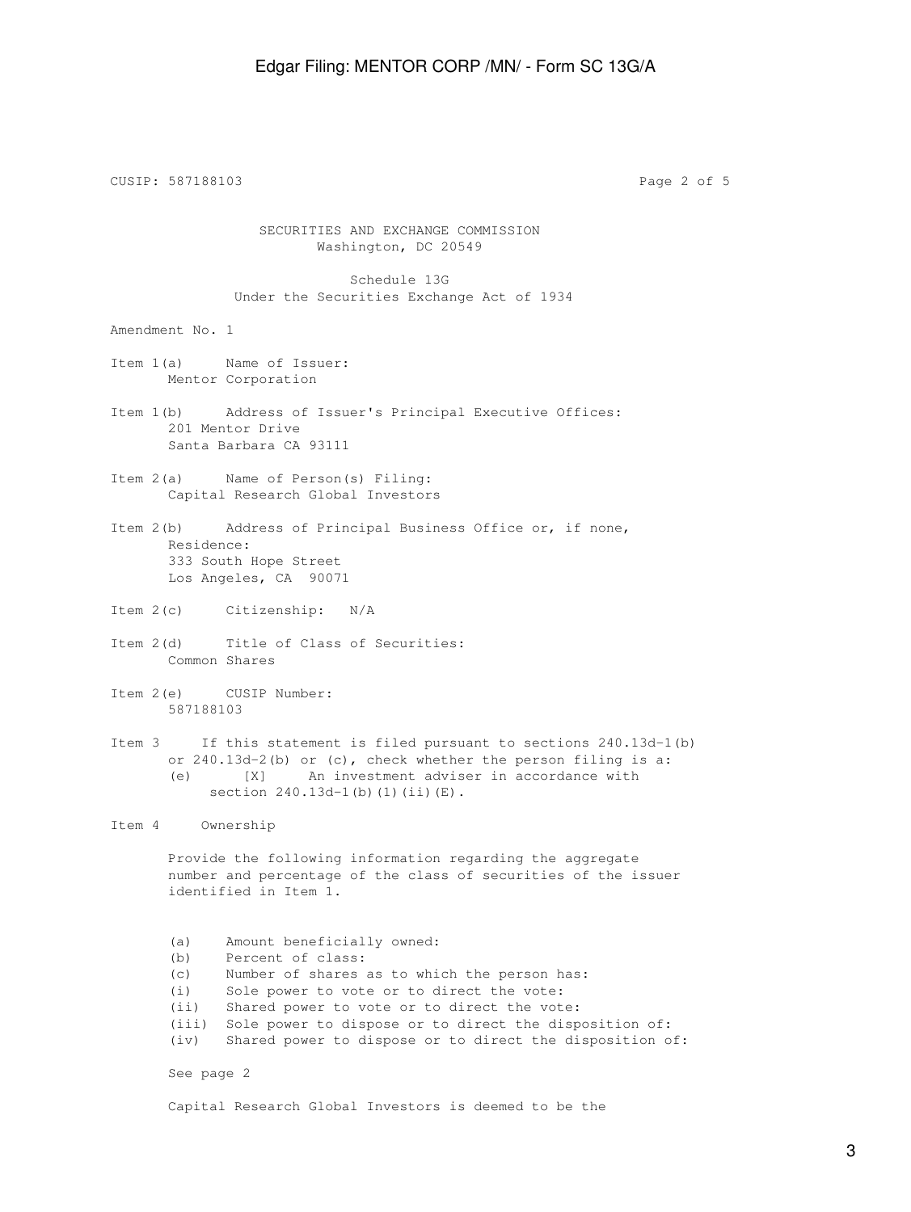SECURITIES AND EXCHANGE COMMISSION
Washington, DC 20549

Schedule 13G
Under the Securities Exchange Act of 1934

Amendment No. 1

Item 1(a) Name of Issuer:
Mentor Corporation

Item 1(b) Address of Issuer's Principal Executive Offices:
201 Mentor Drive
Santa Barbara CA 93111

Item 2(a) Name of Person(s) Filing:
Capital Research Global Investors

Item 2(b) Address of Principal Business Office or, if none, Residence:
333 South Hope Street
Los Angeles, CA 90071

Item 2(c) Citizenship: N/A

Item 2(d) Title of Class of Securities:
Common Shares

Item 2(e) CUSIP Number:
587188103

Item 3 If this statement is filed pursuant to sections 240.13d-1(b) or 240.13d-2(b) or (c), check whether the person filing is a:
(e) [X] An investment adviser in accordance with section 240.13d-1(b)(1)(ii)(E).

Item 4 Ownership

Provide the following information regarding the aggregate number and percentage of the class of securities of the issuer identified in Item 1.

(a) Amount beneficially owned:
(b) Percent of class:
(c) Number of shares as to which the person has:
(i) Sole power to vote or to direct the vote:
(ii) Shared power to vote or to direct the vote:
(iii) Sole power to dispose or to direct the disposition of:
(iv) Shared power to dispose or to direct the disposition of:

See page 2

Capital Research Global Investors is deemed to be the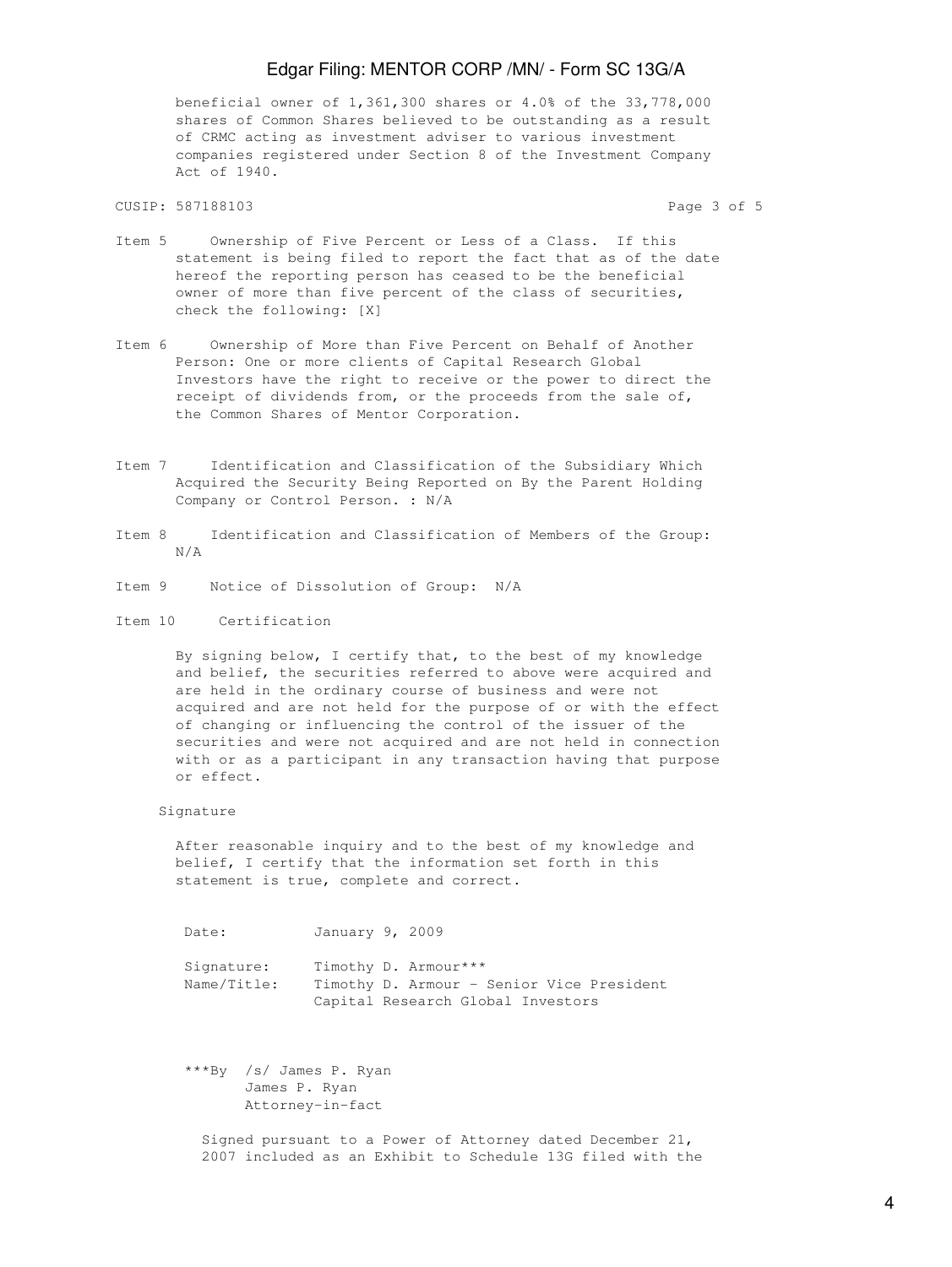beneficial owner of 1,361,300 shares or 4.0% of the 33,778,000 shares of Common Shares believed to be outstanding as a result of CRMC acting as investment adviser to various investment companies registered under Section 8 of the Investment Company Act of 1940.

CUSIP: 587188103

Item 5 Ownership of Five Percent or Less of a Class. If this statement is being filed to report the fact that as of the date hereof the reporting person has ceased to be the beneficial owner of more than five percent of the class of securities, check the following: [X]

Item 6 Ownership of More than Five Percent on Behalf of Another Person: One or more clients of Capital Research Global Investors have the right to receive or the power to direct the receipt of dividends from, or the proceeds from the sale of, the Common Shares of Mentor Corporation.

Item 7 Identification and Classification of the Subsidiary Which Acquired the Security Being Reported on By the Parent Holding Company or Control Person. : N/A

Item 8 Identification and Classification of Members of the Group: N/A

Item 9 Notice of Dissolution of Group: N/A

Item 10 Certification

By signing below, I certify that, to the best of my knowledge and belief, the securities referred to above were acquired and are held in the ordinary course of business and were not acquired and are not held for the purpose of or with the effect of changing or influencing the control of the issuer of the securities and were not acquired and are not held in connection with or as a participant in any transaction having that purpose or effect.

Signature

After reasonable inquiry and to the best of my knowledge and belief, I certify that the information set forth in this statement is true, complete and correct.

Date: January 9, 2009

Signature: Timothy D. Armour***
Name/Title: Timothy D. Armour - Senior Vice President
Capital Research Global Investors

***By /s/ James P. Ryan
James P. Ryan
Attorney-in-fact

Signed pursuant to a Power of Attorney dated December 21, 2007 included as an Exhibit to Schedule 13G filed with the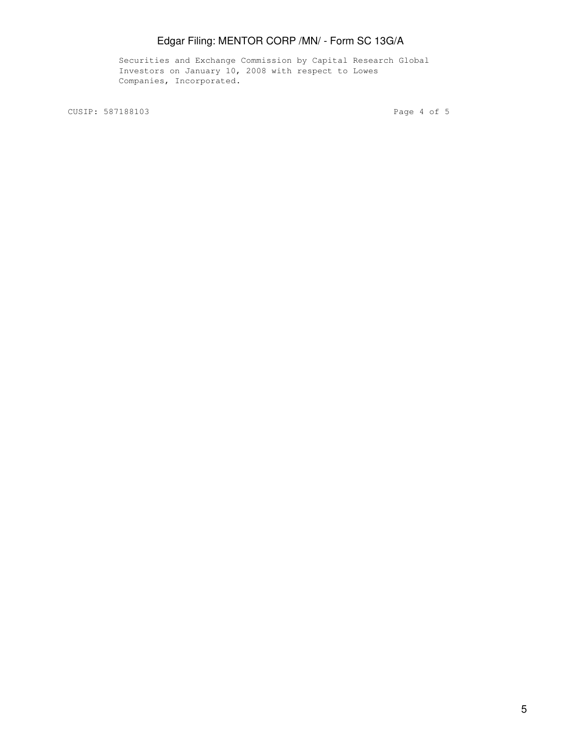Securities and Exchange Commission by Capital Research Global Investors on January 10, 2008 with respect to Lowes Companies, Incorporated.

CUSIP: 587188103